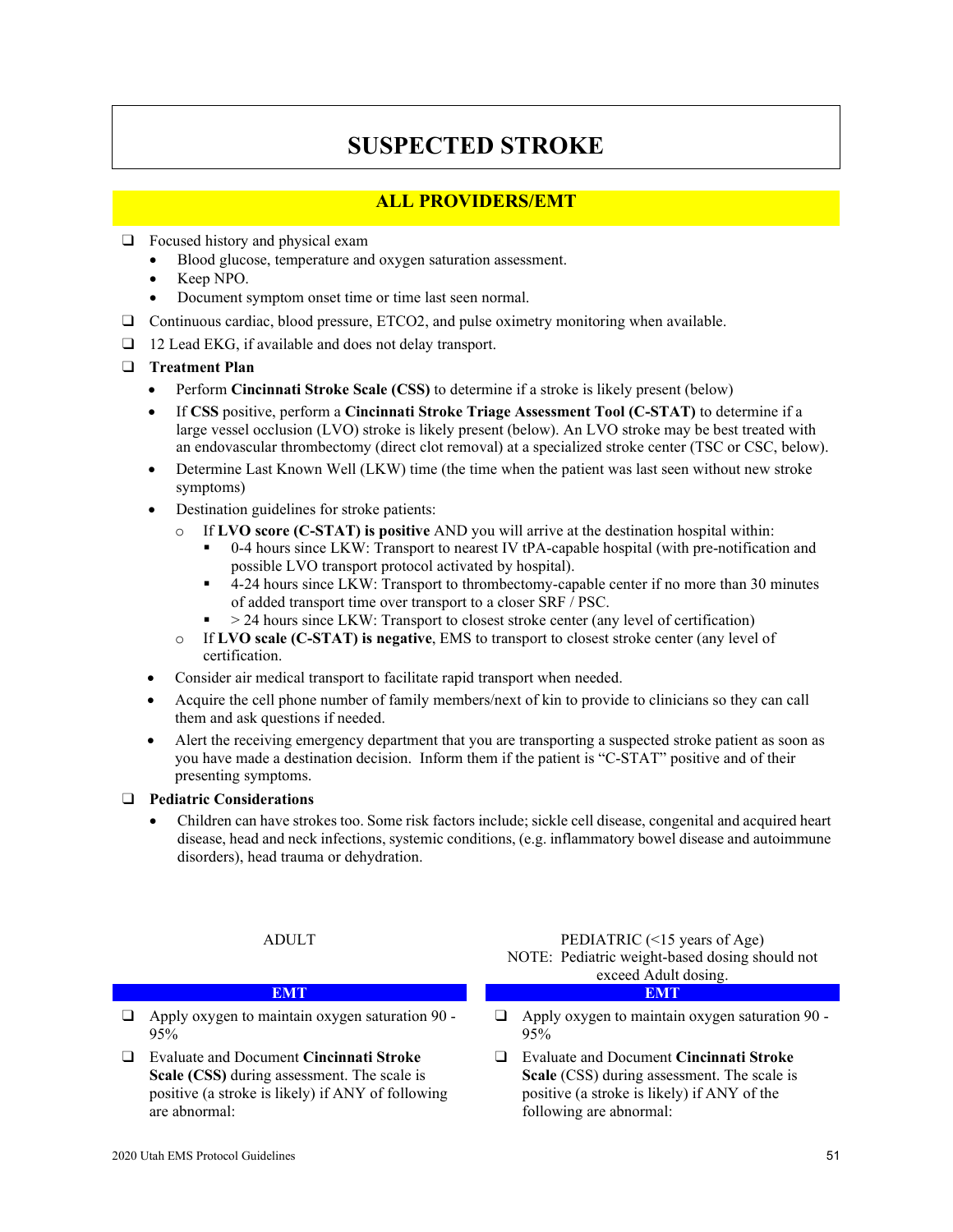# SUSPECTED STROKE

## ALL PROVIDERS/EMT

- ❑ Focused history and physical exam
  - Blood glucose, temperature and oxygen saturation assessment.
  - Keep NPO.
  - Document symptom onset time or time last seen normal.
- ❑ Continuous cardiac, blood pressure, ETCO2, and pulse oximetry monitoring when available.
- ❑ 12 Lead EKG, if available and does not delay transport.
- ❑ **Treatment Plan**
  - Perform **Cincinnati Stroke Scale (CSS)** to determine if a stroke is likely present (below)
  - If **CSS** positive, perform a **Cincinnati Stroke Triage Assessment Tool (C-STAT)** to determine if a large vessel occlusion (LVO) stroke is likely present (below). An LVO stroke may be best treated with an endovascular thrombectomy (direct clot removal) at a specialized stroke center (TSC or CSC, below).
  - Determine Last Known Well (LKW) time (the time when the patient was last seen without new stroke symptoms)
  - Destination guidelines for stroke patients:
    - If **LVO score (C-STAT) is positive** AND you will arrive at the destination hospital within:
      - 0-4 hours since LKW: Transport to nearest IV tPA-capable hospital (with pre-notification and possible LVO transport protocol activated by hospital).
      - 4-24 hours since LKW: Transport to thrombectomy-capable center if no more than 30 minutes of added transport time over transport to a closer SRF / PSC.
      - > 24 hours since LKW: Transport to closest stroke center (any level of certification)
    - If **LVO scale (C-STAT) is negative**, EMS to transport to closest stroke center (any level of certification.
  - Consider air medical transport to facilitate rapid transport when needed.
  - Acquire the cell phone number of family members/next of kin to provide to clinicians so they can call them and ask questions if needed.
  - Alert the receiving emergency department that you are transporting a suspected stroke patient as soon as you have made a destination decision. Inform them if the patient is "C-STAT" positive and of their presenting symptoms.
- ❑ **Pediatric Considerations**
  - Children can have strokes too. Some risk factors include; sickle cell disease, congenital and acquired heart disease, head and neck infections, systemic conditions, (e.g. inflammatory bowel disease and autoimmune disorders), head trauma or dehydration.

ADULT

**EMT**

- ❑ Apply oxygen to maintain oxygen saturation 90 - 95%
- ❑ Evaluate and Document **Cincinnati Stroke Scale (CSS)** during assessment. The scale is positive (a stroke is likely) if ANY of following are abnormal:

PEDIATRIC (<15 years of Age)
NOTE: Pediatric weight-based dosing should not exceed Adult dosing.

**EMT**

- ❑ Apply oxygen to maintain oxygen saturation 90 - 95%
- ❑ Evaluate and Document **Cincinnati Stroke Scale** (CSS) during assessment. The scale is positive (a stroke is likely) if ANY of the following are abnormal: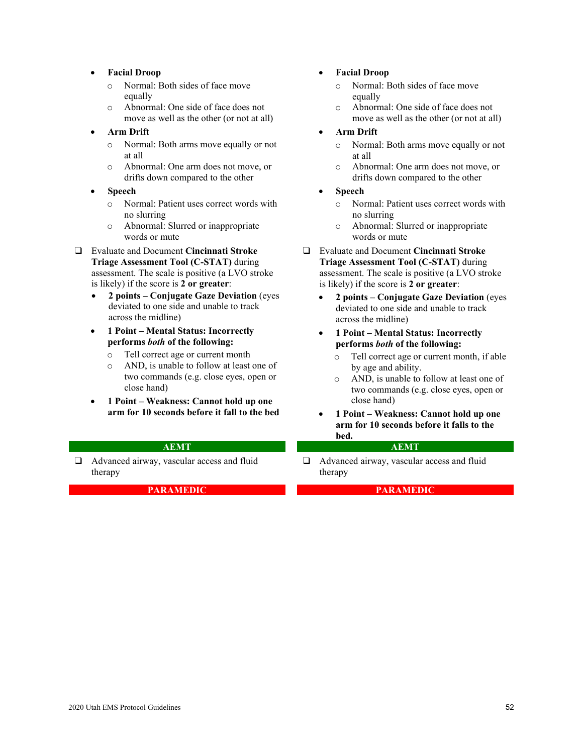- **Facial Droop**
  - Normal: Both sides of face move equally
  - Abnormal: One side of face does not move as well as the other (or not at all)
- **Arm Drift**
  - Normal: Both arms move equally or not at all
  - Abnormal: One arm does not move, or drifts down compared to the other
- **Speech**
  - Normal: Patient uses correct words with no slurring
  - Abnormal: Slurred or inappropriate words or mute

❑ Evaluate and Document **Cincinnati Stroke Triage Assessment Tool (C-STAT)** during assessment. The scale is positive (a LVO stroke is likely) if the score is **2 or greater**:

- **2 points – Conjugate Gaze Deviation** (eyes deviated to one side and unable to track across the midline)
- **1 Point – Mental Status: Incorrectly performs *both* of the following:**
  - Tell correct age or current month
  - AND, is unable to follow at least one of two commands (e.g. close eyes, open or close hand)
- **1 Point – Weakness: Cannot hold up one arm for 10 seconds before it fall to the bed**

**AEMT**

❑ Advanced airway, vascular access and fluid therapy

**PARAMEDIC**

- **Facial Droop**
  - Normal: Both sides of face move equally
  - Abnormal: One side of face does not move as well as the other (or not at all)
- **Arm Drift**
  - Normal: Both arms move equally or not at all
  - Abnormal: One arm does not move, or drifts down compared to the other
- **Speech**
  - Normal: Patient uses correct words with no slurring
  - Abnormal: Slurred or inappropriate words or mute

❑ Evaluate and Document **Cincinnati Stroke Triage Assessment Tool (C-STAT)** during assessment. The scale is positive (a LVO stroke is likely) if the score is **2 or greater**:

- **2 points – Conjugate Gaze Deviation** (eyes deviated to one side and unable to track across the midline)
- **1 Point – Mental Status: Incorrectly performs *both* of the following:**
  - Tell correct age or current month, if able by age and ability.
  - AND, is unable to follow at least one of two commands (e.g. close eyes, open or close hand)
- **1 Point – Weakness: Cannot hold up one arm for 10 seconds before it falls to the bed.**

**AEMT**

❑ Advanced airway, vascular access and fluid therapy

**PARAMEDIC**